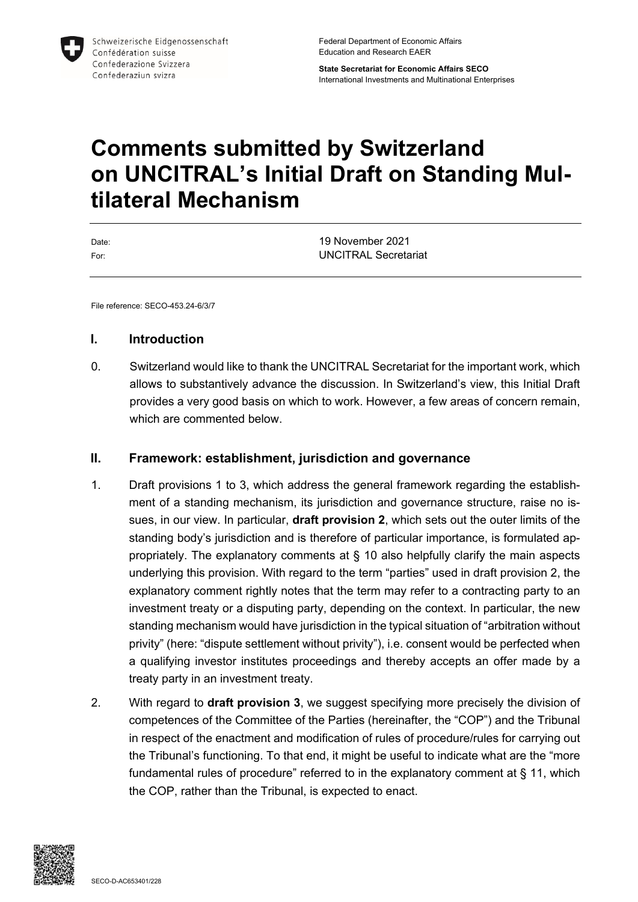Schweizerische Eidgenossenschaft
Confédération suisse
Confederazione Svizzera
Confederaziun svizra

Federal Department of Economic Affairs
Education and Research EAER

**State Secretariat for Economic Affairs SECO**
International Investments and Multinational Enterprises

# Comments submitted by Switzerland on UNCITRAL's Initial Draft on Standing Multilateral Mechanism

Date: 19 November 2021
For: UNCITRAL Secretariat

File reference: SECO-453.24-6/3/7

## I. Introduction

0. Switzerland would like to thank the UNCITRAL Secretariat for the important work, which allows to substantively advance the discussion. In Switzerland's view, this Initial Draft provides a very good basis on which to work. However, a few areas of concern remain, which are commented below.

## II. Framework: establishment, jurisdiction and governance

1. Draft provisions 1 to 3, which address the general framework regarding the establishment of a standing mechanism, its jurisdiction and governance structure, raise no issues, in our view. In particular, **draft provision 2**, which sets out the outer limits of the standing body's jurisdiction and is therefore of particular importance, is formulated appropriately. The explanatory comments at § 10 also helpfully clarify the main aspects underlying this provision. With regard to the term "parties" used in draft provision 2, the explanatory comment rightly notes that the term may refer to a contracting party to an investment treaty or a disputing party, depending on the context. In particular, the new standing mechanism would have jurisdiction in the typical situation of "arbitration without privity" (here: "dispute settlement without privity"), i.e. consent would be perfected when a qualifying investor institutes proceedings and thereby accepts an offer made by a treaty party in an investment treaty.

2. With regard to **draft provision 3**, we suggest specifying more precisely the division of competences of the Committee of the Parties (hereinafter, the "COP") and the Tribunal in respect of the enactment and modification of rules of procedure/rules for carrying out the Tribunal's functioning. To that end, it might be useful to indicate what are the "more fundamental rules of procedure" referred to in the explanatory comment at § 11, which the COP, rather than the Tribunal, is expected to enact.

SECO-D-AC653401/228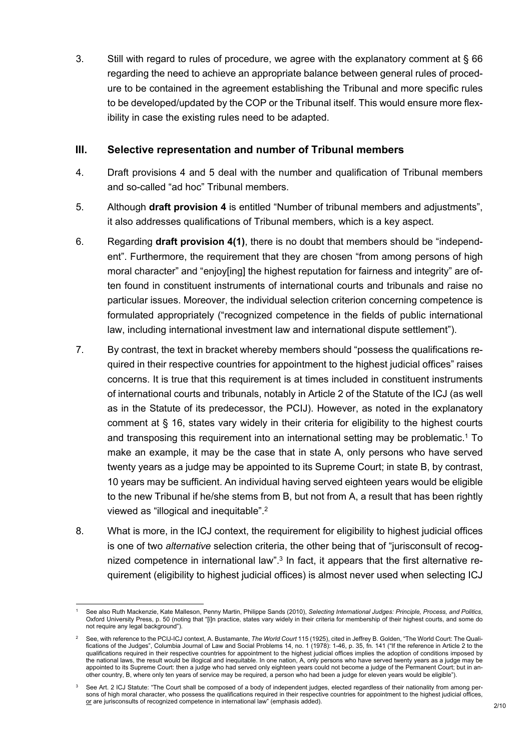3. Still with regard to rules of procedure, we agree with the explanatory comment at § 66 regarding the need to achieve an appropriate balance between general rules of procedure to be contained in the agreement establishing the Tribunal and more specific rules to be developed/updated by the COP or the Tribunal itself. This would ensure more flexibility in case the existing rules need to be adapted.

## III. Selective representation and number of Tribunal members

4. Draft provisions 4 and 5 deal with the number and qualification of Tribunal members and so-called "ad hoc" Tribunal members.

5. Although **draft provision 4** is entitled "Number of tribunal members and adjustments", it also addresses qualifications of Tribunal members, which is a key aspect.

6. Regarding **draft provision 4(1)**, there is no doubt that members should be "independent". Furthermore, the requirement that they are chosen "from among persons of high moral character" and "enjoy[ing] the highest reputation for fairness and integrity" are often found in constituent instruments of international courts and tribunals and raise no particular issues. Moreover, the individual selection criterion concerning competence is formulated appropriately ("recognized competence in the fields of public international law, including international investment law and international dispute settlement").

7. By contrast, the text in bracket whereby members should "possess the qualifications required in their respective countries for appointment to the highest judicial offices" raises concerns. It is true that this requirement is at times included in constituent instruments of international courts and tribunals, notably in Article 2 of the Statute of the ICJ (as well as in the Statute of its predecessor, the PCIJ). However, as noted in the explanatory comment at § 16, states vary widely in their criteria for eligibility to the highest courts and transposing this requirement into an international setting may be problematic.[1] To make an example, it may be the case that in state A, only persons who have served twenty years as a judge may be appointed to its Supreme Court; in state B, by contrast, 10 years may be sufficient. An individual having served eighteen years would be eligible to the new Tribunal if he/she stems from B, but not from A, a result that has been rightly viewed as "illogical and inequitable".[2]

8. What is more, in the ICJ context, the requirement for eligibility to highest judicial offices is one of two *alternative* selection criteria, the other being that of "jurisconsult of recognized competence in international law".[3] In fact, it appears that the first alternative requirement (eligibility to highest judicial offices) is almost never used when selecting ICJ

---

[1] See also Ruth Mackenzie, Kate Malleson, Penny Martin, Philippe Sands (2010), *Selecting International Judges: Principle, Process, and Politics*, Oxford University Press, p. 50 (noting that "[i]n practice, states vary widely in their criteria for membership of their highest courts, and some do not require any legal background").

[2] See, with reference to the PCIJ-ICJ context, A. Bustamante, *The World Court* 115 (1925), cited in Jeffrey B. Golden, "The World Court: The Qualifications of the Judges", Columbia Journal of Law and Social Problems 14, no. 1 (1978): 1-46, p. 35, fn. 141 ("If the reference in Article 2 to the qualifications required in their respective countries for appointment to the highest judicial offices implies the adoption of conditions imposed by the national laws, the result would be illogical and inequitable. In one nation, A, only persons who have served twenty years as a judge may be appointed to its Supreme Court: then a judge who had served only eighteen years could not become a judge of the Permanent Court; but in another country, B, where only ten years of service may be required, a person who had been a judge for eleven years would be eligible").

[3] See Art. 2 ICJ Statute: "The Court shall be composed of a body of independent judges, elected regardless of their nationality from among persons of high moral character, who possess the qualifications required in their respective countries for appointment to the highest judicial offices, or are jurisconsults of recognized competence in international law" (emphasis added).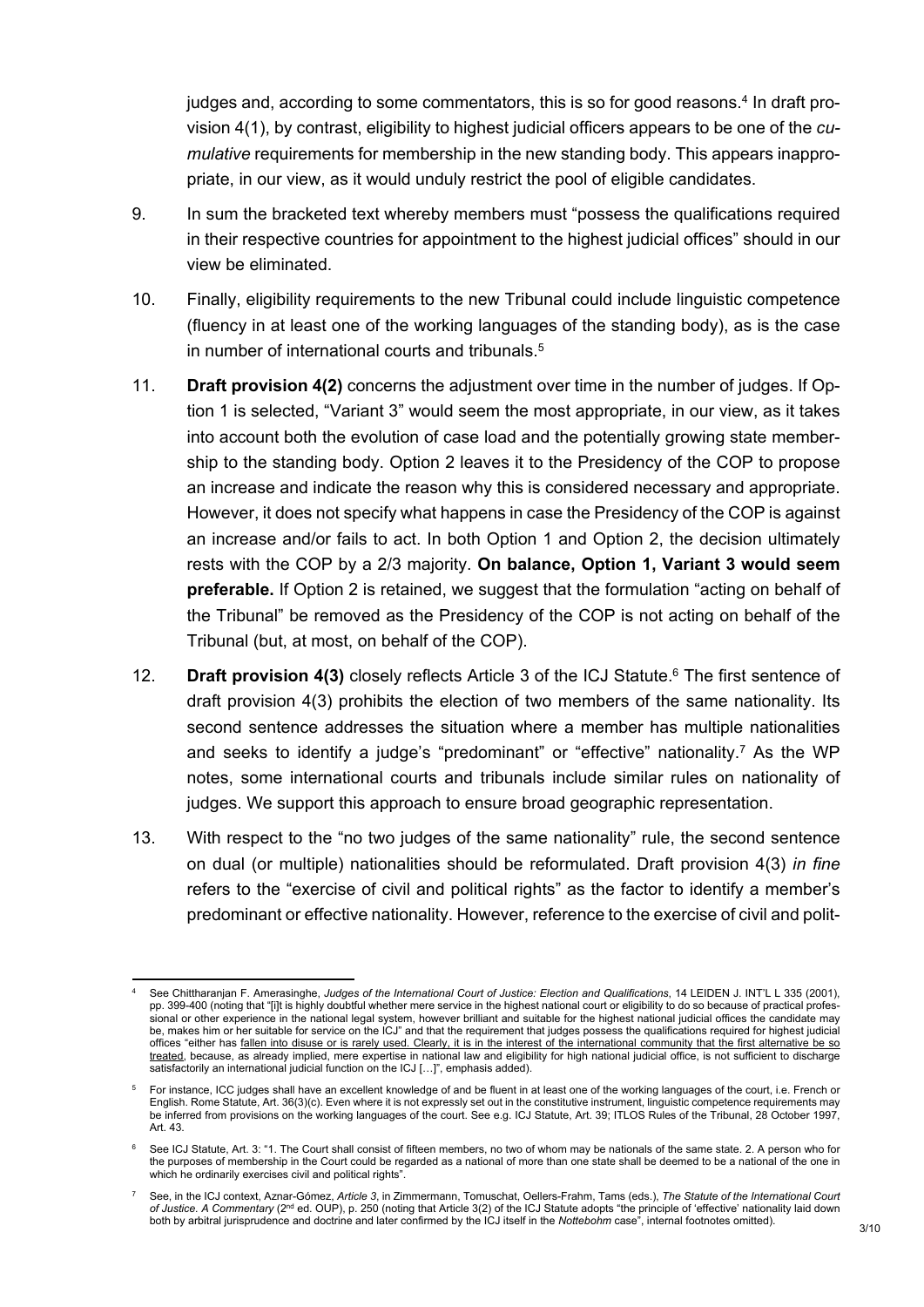judges and, according to some commentators, this is so for good reasons.[4] In draft provision 4(1), by contrast, eligibility to highest judicial officers appears to be one of the *cumulative* requirements for membership in the new standing body. This appears inappropriate, in our view, as it would unduly restrict the pool of eligible candidates.

9. In sum the bracketed text whereby members must "possess the qualifications required in their respective countries for appointment to the highest judicial offices" should in our view be eliminated.

10. Finally, eligibility requirements to the new Tribunal could include linguistic competence (fluency in at least one of the working languages of the standing body), as is the case in number of international courts and tribunals.[5]

11. **Draft provision 4(2)** concerns the adjustment over time in the number of judges. If Option 1 is selected, "Variant 3" would seem the most appropriate, in our view, as it takes into account both the evolution of case load and the potentially growing state membership to the standing body. Option 2 leaves it to the Presidency of the COP to propose an increase and indicate the reason why this is considered necessary and appropriate. However, it does not specify what happens in case the Presidency of the COP is against an increase and/or fails to act. In both Option 1 and Option 2, the decision ultimately rests with the COP by a 2/3 majority. **On balance, Option 1, Variant 3 would seem preferable.** If Option 2 is retained, we suggest that the formulation "acting on behalf of the Tribunal" be removed as the Presidency of the COP is not acting on behalf of the Tribunal (but, at most, on behalf of the COP).

12. **Draft provision 4(3)** closely reflects Article 3 of the ICJ Statute.[6] The first sentence of draft provision 4(3) prohibits the election of two members of the same nationality. Its second sentence addresses the situation where a member has multiple nationalities and seeks to identify a judge's "predominant" or "effective" nationality.[7] As the WP notes, some international courts and tribunals include similar rules on nationality of judges. We support this approach to ensure broad geographic representation.

13. With respect to the "no two judges of the same nationality" rule, the second sentence on dual (or multiple) nationalities should be reformulated. Draft provision 4(3) *in fine* refers to the "exercise of civil and political rights" as the factor to identify a member's predominant or effective nationality. However, reference to the exercise of civil and polit-

---

[4] See Chittharanjan F. Amerasinghe, *Judges of the International Court of Justice: Election and Qualifications*, 14 LEIDEN J. INT'L L 335 (2001), pp. 399-400 (noting that "[i]t is highly doubtful whether mere service in the highest national court or eligibility to do so because of practical professional or other experience in the national legal system, however brilliant and suitable for the highest national judicial offices the candidate may be, makes him or her suitable for service on the ICJ" and that the requirement that judges possess the qualifications required for highest judicial offices "either has fallen into disuse or is rarely used. Clearly, it is in the interest of the international community that the first alternative be so treated, because, as already implied, mere expertise in national law and eligibility for high national judicial office, is not sufficient to discharge satisfactorily an international judicial function on the ICJ […]", emphasis added).

[5] For instance, ICC judges shall have an excellent knowledge of and be fluent in at least one of the working languages of the court, i.e. French or English. Rome Statute, Art. 36(3)(c). Even where it is not expressly set out in the constitutive instrument, linguistic competence requirements may be inferred from provisions on the working languages of the court. See e.g. ICJ Statute, Art. 39; ITLOS Rules of the Tribunal, 28 October 1997, Art. 43.

[6] See ICJ Statute, Art. 3: "1. The Court shall consist of fifteen members, no two of whom may be nationals of the same state. 2. A person who for the purposes of membership in the Court could be regarded as a national of more than one state shall be deemed to be a national of the one in which he ordinarily exercises civil and political rights".

[7] See, in the ICJ context, Aznar-Gómez, *Article 3*, in Zimmermann, Tomuschat, Oellers-Frahm, Tams (eds.), *The Statute of the International Court of Justice. A Commentary* (2nd ed. OUP), p. 250 (noting that Article 3(2) of the ICJ Statute adopts "the principle of 'effective' nationality laid down both by arbitral jurisprudence and doctrine and later confirmed by the ICJ itself in the *Nottebohm* case", internal footnotes omitted).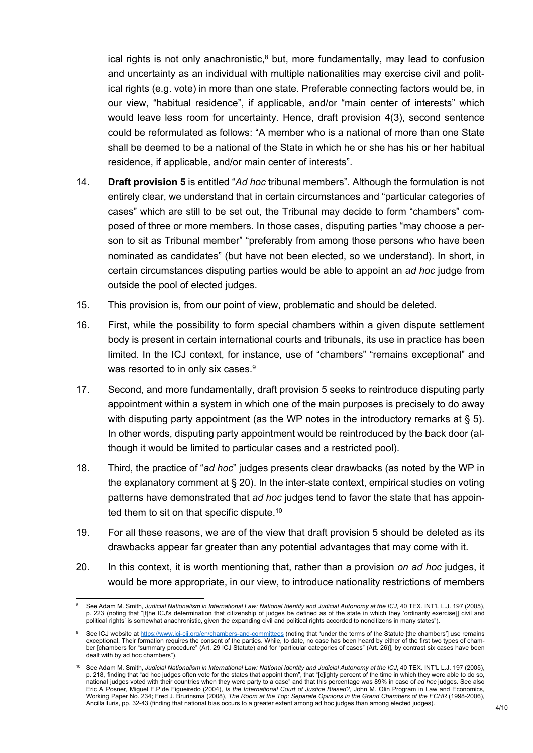ical rights is not only anachronistic,[8] but, more fundamentally, may lead to confusion and uncertainty as an individual with multiple nationalities may exercise civil and political rights (e.g. vote) in more than one state. Preferable connecting factors would be, in our view, "habitual residence", if applicable, and/or "main center of interests" which would leave less room for uncertainty. Hence, draft provision 4(3), second sentence could be reformulated as follows: "A member who is a national of more than one State shall be deemed to be a national of the State in which he or she has his or her habitual residence, if applicable, and/or main center of interests".

14. **Draft provision 5** is entitled "*Ad hoc* tribunal members". Although the formulation is not entirely clear, we understand that in certain circumstances and "particular categories of cases" which are still to be set out, the Tribunal may decide to form "chambers" composed of three or more members. In those cases, disputing parties "may choose a person to sit as Tribunal member" "preferably from among those persons who have been nominated as candidates" (but have not been elected, so we understand). In short, in certain circumstances disputing parties would be able to appoint an *ad hoc* judge from outside the pool of elected judges.

15. This provision is, from our point of view, problematic and should be deleted.

16. First, while the possibility to form special chambers within a given dispute settlement body is present in certain international courts and tribunals, its use in practice has been limited. In the ICJ context, for instance, use of "chambers" "remains exceptional" and was resorted to in only six cases.[9]

17. Second, and more fundamentally, draft provision 5 seeks to reintroduce disputing party appointment within a system in which one of the main purposes is precisely to do away with disputing party appointment (as the WP notes in the introductory remarks at § 5). In other words, disputing party appointment would be reintroduced by the back door (although it would be limited to particular cases and a restricted pool).

18. Third, the practice of "*ad hoc*" judges presents clear drawbacks (as noted by the WP in the explanatory comment at § 20). In the inter-state context, empirical studies on voting patterns have demonstrated that *ad hoc* judges tend to favor the state that has appointed them to sit on that specific dispute.[10]

19. For all these reasons, we are of the view that draft provision 5 should be deleted as its drawbacks appear far greater than any potential advantages that may come with it.

20. In this context, it is worth mentioning that, rather than a provision *on ad hoc* judges, it would be more appropriate, in our view, to introduce nationality restrictions of members

---

[8] See Adam M. Smith, *Judicial Nationalism in International Law: National Identity and Judicial Autonomy at the ICJ*, 40 TEX. INT'L L.J. 197 (2005), p. 223 (noting that "[t]he ICJ's determination that citizenship of judges be defined as of the state in which they 'ordinarily exercise[] civil and political rights' is somewhat anachronistic, given the expanding civil and political rights accorded to noncitizens in many states").

[9] See ICJ website at https://www.icj-cij.org/en/chambers-and-committees (noting that "under the terms of the Statute [the chambers'] use remains exceptional. Their formation requires the consent of the parties. While, to date, no case has been heard by either of the first two types of chamber [chambers for "summary procedure" (Art. 29 ICJ Statute) and for "particular categories of cases" (Art. 26)], by contrast six cases have been dealt with by ad hoc chambers").

[10] See Adam M. Smith, *Judicial Nationalism in International Law: National Identity and Judicial Autonomy at the ICJ*, 40 TEX. INT'L L.J. 197 (2005), p. 218, finding that "ad hoc judges often vote for the states that appoint them", that "[e]ighty percent of the time in which they were able to do so, national judges voted with their countries when they were party to a case" and that this percentage was 89% in case of *ad hoc* judges. See also Eric A Posner, Miguel F.P.de Figueiredo (2004), *Is the International Court of Justice Biased?*, John M. Olin Program in Law and Economics, Working Paper No. 234; Fred J. Brurinsma (2008), *The Room at the Top: Separate Opinions in the Grand Chambers of the ECHR* (1998-2006), Ancilla Iuris, pp. 32-43 (finding that national bias occurs to a greater extent among ad hoc judges than among elected judges).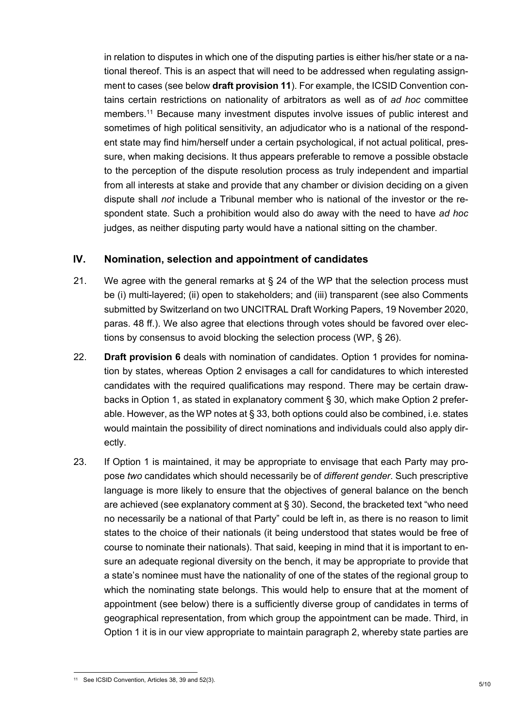in relation to disputes in which one of the disputing parties is either his/her state or a national thereof. This is an aspect that will need to be addressed when regulating assignment to cases (see below **draft provision 11**). For example, the ICSID Convention contains certain restrictions on nationality of arbitrators as well as of *ad hoc* committee members.[11] Because many investment disputes involve issues of public interest and sometimes of high political sensitivity, an adjudicator who is a national of the respondent state may find him/herself under a certain psychological, if not actual political, pressure, when making decisions. It thus appears preferable to remove a possible obstacle to the perception of the dispute resolution process as truly independent and impartial from all interests at stake and provide that any chamber or division deciding on a given dispute shall *not* include a Tribunal member who is national of the investor or the respondent state. Such a prohibition would also do away with the need to have *ad hoc* judges, as neither disputing party would have a national sitting on the chamber.

## IV. Nomination, selection and appointment of candidates

21. We agree with the general remarks at § 24 of the WP that the selection process must be (i) multi-layered; (ii) open to stakeholders; and (iii) transparent (see also Comments submitted by Switzerland on two UNCITRAL Draft Working Papers, 19 November 2020, paras. 48 ff.). We also agree that elections through votes should be favored over elections by consensus to avoid blocking the selection process (WP, § 26).

22. **Draft provision 6** deals with nomination of candidates. Option 1 provides for nomination by states, whereas Option 2 envisages a call for candidatures to which interested candidates with the required qualifications may respond. There may be certain drawbacks in Option 1, as stated in explanatory comment § 30, which make Option 2 preferable. However, as the WP notes at § 33, both options could also be combined, i.e. states would maintain the possibility of direct nominations and individuals could also apply directly.

23. If Option 1 is maintained, it may be appropriate to envisage that each Party may propose *two* candidates which should necessarily be of *different gender*. Such prescriptive language is more likely to ensure that the objectives of general balance on the bench are achieved (see explanatory comment at § 30). Second, the bracketed text "who need no necessarily be a national of that Party" could be left in, as there is no reason to limit states to the choice of their nationals (it being understood that states would be free of course to nominate their nationals). That said, keeping in mind that it is important to ensure an adequate regional diversity on the bench, it may be appropriate to provide that a state's nominee must have the nationality of one of the states of the regional group to which the nominating state belongs. This would help to ensure that at the moment of appointment (see below) there is a sufficiently diverse group of candidates in terms of geographical representation, from which group the appointment can be made. Third, in Option 1 it is in our view appropriate to maintain paragraph 2, whereby state parties are

---

[11] See ICSID Convention, Articles 38, 39 and 52(3).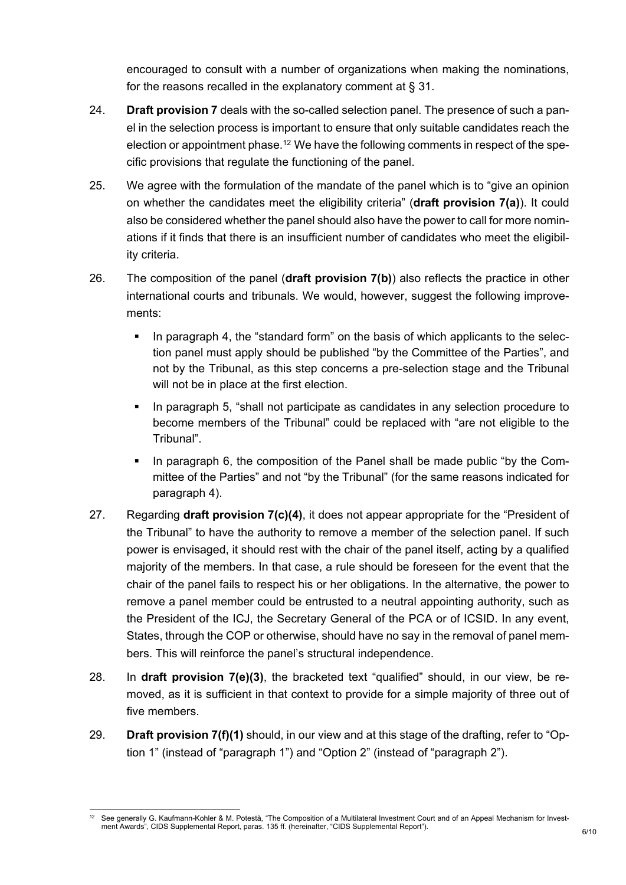encouraged to consult with a number of organizations when making the nominations, for the reasons recalled in the explanatory comment at § 31.

24. **Draft provision 7** deals with the so-called selection panel. The presence of such a panel in the selection process is important to ensure that only suitable candidates reach the election or appointment phase.[12] We have the following comments in respect of the specific provisions that regulate the functioning of the panel.

25. We agree with the formulation of the mandate of the panel which is to "give an opinion on whether the candidates meet the eligibility criteria" (**draft provision 7(a)**). It could also be considered whether the panel should also have the power to call for more nominations if it finds that there is an insufficient number of candidates who meet the eligibility criteria.

26. The composition of the panel (**draft provision 7(b)**) also reflects the practice in other international courts and tribunals. We would, however, suggest the following improvements:

   - In paragraph 4, the "standard form" on the basis of which applicants to the selection panel must apply should be published "by the Committee of the Parties", and not by the Tribunal, as this step concerns a pre-selection stage and the Tribunal will not be in place at the first election.
   - In paragraph 5, "shall not participate as candidates in any selection procedure to become members of the Tribunal" could be replaced with "are not eligible to the Tribunal".
   - In paragraph 6, the composition of the Panel shall be made public "by the Committee of the Parties" and not "by the Tribunal" (for the same reasons indicated for paragraph 4).

27. Regarding **draft provision 7(c)(4)**, it does not appear appropriate for the "President of the Tribunal" to have the authority to remove a member of the selection panel. If such power is envisaged, it should rest with the chair of the panel itself, acting by a qualified majority of the members. In that case, a rule should be foreseen for the event that the chair of the panel fails to respect his or her obligations. In the alternative, the power to remove a panel member could be entrusted to a neutral appointing authority, such as the President of the ICJ, the Secretary General of the PCA or of ICSID. In any event, States, through the COP or otherwise, should have no say in the removal of panel members. This will reinforce the panel's structural independence.

28. In **draft provision 7(e)(3)**, the bracketed text "qualified" should, in our view, be removed, as it is sufficient in that context to provide for a simple majority of three out of five members.

29. **Draft provision 7(f)(1)** should, in our view and at this stage of the drafting, refer to "Option 1" (instead of "paragraph 1") and "Option 2" (instead of "paragraph 2").

[12] See generally G. Kaufmann-Kohler & M. Potestà, "The Composition of a Multilateral Investment Court and of an Appeal Mechanism for Investment Awards", CIDS Supplemental Report, paras. 135 ff. (hereinafter, "CIDS Supplemental Report").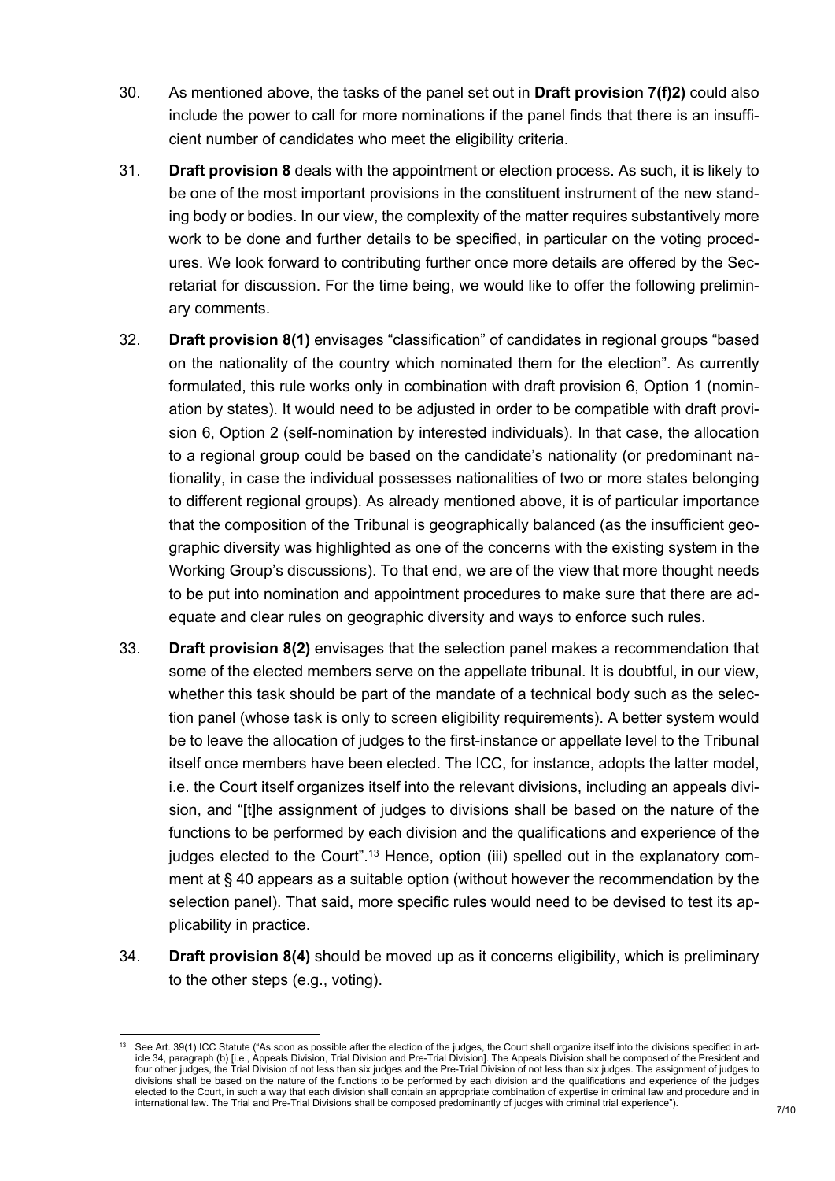30. As mentioned above, the tasks of the panel set out in **Draft provision 7(f)2)** could also include the power to call for more nominations if the panel finds that there is an insufficient number of candidates who meet the eligibility criteria.

31. **Draft provision 8** deals with the appointment or election process. As such, it is likely to be one of the most important provisions in the constituent instrument of the new standing body or bodies. In our view, the complexity of the matter requires substantively more work to be done and further details to be specified, in particular on the voting procedures. We look forward to contributing further once more details are offered by the Secretariat for discussion. For the time being, we would like to offer the following preliminary comments.

32. **Draft provision 8(1)** envisages "classification" of candidates in regional groups "based on the nationality of the country which nominated them for the election". As currently formulated, this rule works only in combination with draft provision 6, Option 1 (nomination by states). It would need to be adjusted in order to be compatible with draft provision 6, Option 2 (self-nomination by interested individuals). In that case, the allocation to a regional group could be based on the candidate's nationality (or predominant nationality, in case the individual possesses nationalities of two or more states belonging to different regional groups). As already mentioned above, it is of particular importance that the composition of the Tribunal is geographically balanced (as the insufficient geographic diversity was highlighted as one of the concerns with the existing system in the Working Group's discussions). To that end, we are of the view that more thought needs to be put into nomination and appointment procedures to make sure that there are adequate and clear rules on geographic diversity and ways to enforce such rules.

33. **Draft provision 8(2)** envisages that the selection panel makes a recommendation that some of the elected members serve on the appellate tribunal. It is doubtful, in our view, whether this task should be part of the mandate of a technical body such as the selection panel (whose task is only to screen eligibility requirements). A better system would be to leave the allocation of judges to the first-instance or appellate level to the Tribunal itself once members have been elected. The ICC, for instance, adopts the latter model, i.e. the Court itself organizes itself into the relevant divisions, including an appeals division, and "[t]he assignment of judges to divisions shall be based on the nature of the functions to be performed by each division and the qualifications and experience of the judges elected to the Court".[13] Hence, option (iii) spelled out in the explanatory comment at § 40 appears as a suitable option (without however the recommendation by the selection panel). That said, more specific rules would need to be devised to test its applicability in practice.

34. **Draft provision 8(4)** should be moved up as it concerns eligibility, which is preliminary to the other steps (e.g., voting).

---

[13] See Art. 39(1) ICC Statute ("As soon as possible after the election of the judges, the Court shall organize itself into the divisions specified in article 34, paragraph (b) [i.e., Appeals Division, Trial Division and Pre-Trial Division]. The Appeals Division shall be composed of the President and four other judges, the Trial Division of not less than six judges and the Pre-Trial Division of not less than six judges. The assignment of judges to divisions shall be based on the nature of the functions to be performed by each division and the qualifications and experience of the judges elected to the Court, in such a way that each division shall contain an appropriate combination of expertise in criminal law and procedure and in international law. The Trial and Pre-Trial Divisions shall be composed predominantly of judges with criminal trial experience").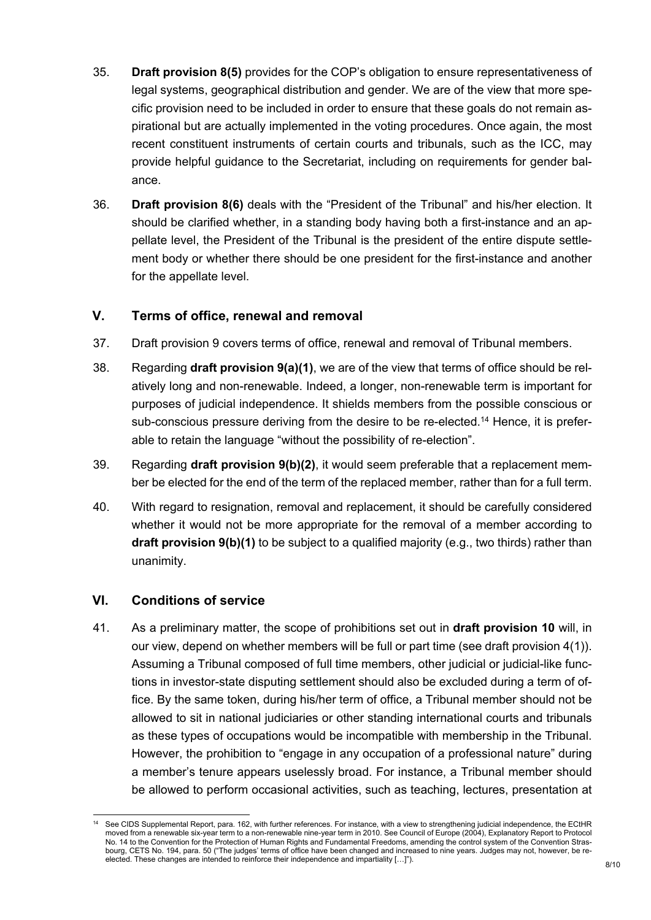35. **Draft provision 8(5)** provides for the COP's obligation to ensure representativeness of legal systems, geographical distribution and gender. We are of the view that more specific provision need to be included in order to ensure that these goals do not remain aspirational but are actually implemented in the voting procedures. Once again, the most recent constituent instruments of certain courts and tribunals, such as the ICC, may provide helpful guidance to the Secretariat, including on requirements for gender balance.

36. **Draft provision 8(6)** deals with the "President of the Tribunal" and his/her election. It should be clarified whether, in a standing body having both a first-instance and an appellate level, the President of the Tribunal is the president of the entire dispute settlement body or whether there should be one president for the first-instance and another for the appellate level.

## V. Terms of office, renewal and removal

37. Draft provision 9 covers terms of office, renewal and removal of Tribunal members.

38. Regarding **draft provision 9(a)(1)**, we are of the view that terms of office should be relatively long and non-renewable. Indeed, a longer, non-renewable term is important for purposes of judicial independence. It shields members from the possible conscious or sub-conscious pressure deriving from the desire to be re-elected.[14] Hence, it is preferable to retain the language "without the possibility of re-election".

39. Regarding **draft provision 9(b)(2)**, it would seem preferable that a replacement member be elected for the end of the term of the replaced member, rather than for a full term.

40. With regard to resignation, removal and replacement, it should be carefully considered whether it would not be more appropriate for the removal of a member according to **draft provision 9(b)(1)** to be subject to a qualified majority (e.g., two thirds) rather than unanimity.

## VI. Conditions of service

41. As a preliminary matter, the scope of prohibitions set out in **draft provision 10** will, in our view, depend on whether members will be full or part time (see draft provision 4(1)). Assuming a Tribunal composed of full time members, other judicial or judicial-like functions in investor-state disputing settlement should also be excluded during a term of office. By the same token, during his/her term of office, a Tribunal member should not be allowed to sit in national judiciaries or other standing international courts and tribunals as these types of occupations would be incompatible with membership in the Tribunal. However, the prohibition to "engage in any occupation of a professional nature" during a member's tenure appears uselessly broad. For instance, a Tribunal member should be allowed to perform occasional activities, such as teaching, lectures, presentation at

---

[14] See CIDS Supplemental Report, para. 162, with further references. For instance, with a view to strengthening judicial independence, the ECtHR moved from a renewable six-year term to a non-renewable nine-year term in 2010. See Council of Europe (2004), Explanatory Report to Protocol No. 14 to the Convention for the Protection of Human Rights and Fundamental Freedoms, amending the control system of the Convention Strasbourg, CETS No. 194, para. 50 ("The judges' terms of office have been changed and increased to nine years. Judges may not, however, be re-elected. These changes are intended to reinforce their independence and impartiality […]").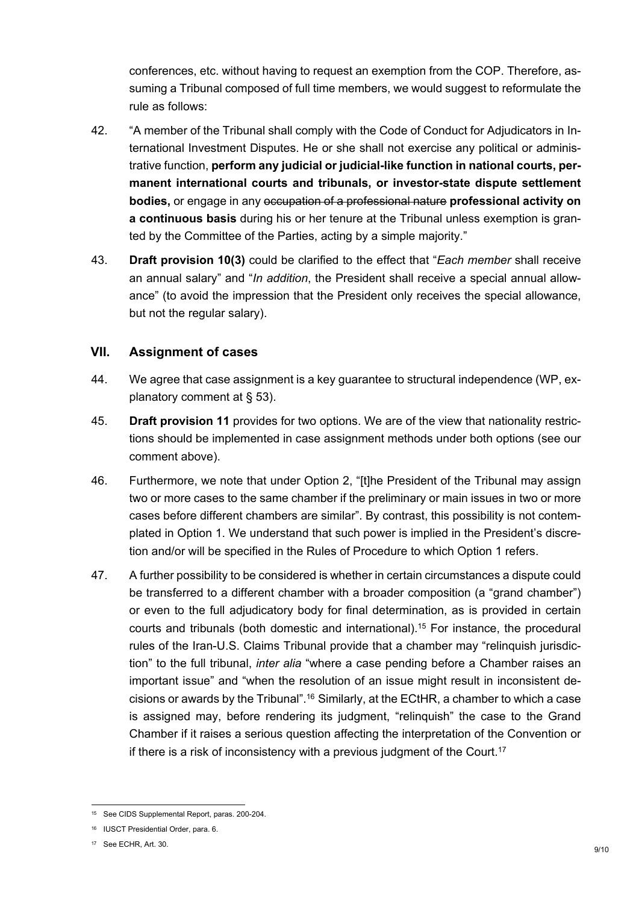conferences, etc. without having to request an exemption from the COP. Therefore, assuming a Tribunal composed of full time members, we would suggest to reformulate the rule as follows:

42. "A member of the Tribunal shall comply with the Code of Conduct for Adjudicators in International Investment Disputes. He or she shall not exercise any political or administrative function, **perform any judicial or judicial-like function in national courts, permanent international courts and tribunals, or investor-state dispute settlement bodies,** or engage in any ~~occupation of a professional nature~~ **professional activity on a continuous basis** during his or her tenure at the Tribunal unless exemption is granted by the Committee of the Parties, acting by a simple majority."

43. **Draft provision 10(3)** could be clarified to the effect that "*Each member* shall receive an annual salary" and "*In addition*, the President shall receive a special annual allowance" (to avoid the impression that the President only receives the special allowance, but not the regular salary).

## VII. Assignment of cases

44. We agree that case assignment is a key guarantee to structural independence (WP, explanatory comment at § 53).

45. **Draft provision 11** provides for two options. We are of the view that nationality restrictions should be implemented in case assignment methods under both options (see our comment above).

46. Furthermore, we note that under Option 2, "[t]he President of the Tribunal may assign two or more cases to the same chamber if the preliminary or main issues in two or more cases before different chambers are similar". By contrast, this possibility is not contemplated in Option 1. We understand that such power is implied in the President's discretion and/or will be specified in the Rules of Procedure to which Option 1 refers.

47. A further possibility to be considered is whether in certain circumstances a dispute could be transferred to a different chamber with a broader composition (a "grand chamber") or even to the full adjudicatory body for final determination, as is provided in certain courts and tribunals (both domestic and international).[15] For instance, the procedural rules of the Iran-U.S. Claims Tribunal provide that a chamber may "relinquish jurisdiction" to the full tribunal, *inter alia* "where a case pending before a Chamber raises an important issue" and "when the resolution of an issue might result in inconsistent decisions or awards by the Tribunal".[16] Similarly, at the ECtHR, a chamber to which a case is assigned may, before rendering its judgment, "relinquish" the case to the Grand Chamber if it raises a serious question affecting the interpretation of the Convention or if there is a risk of inconsistency with a previous judgment of the Court.[17]

---

[15] See CIDS Supplemental Report, paras. 200-204.

[16] IUSCT Presidential Order, para. 6.

[17] See ECHR, Art. 30.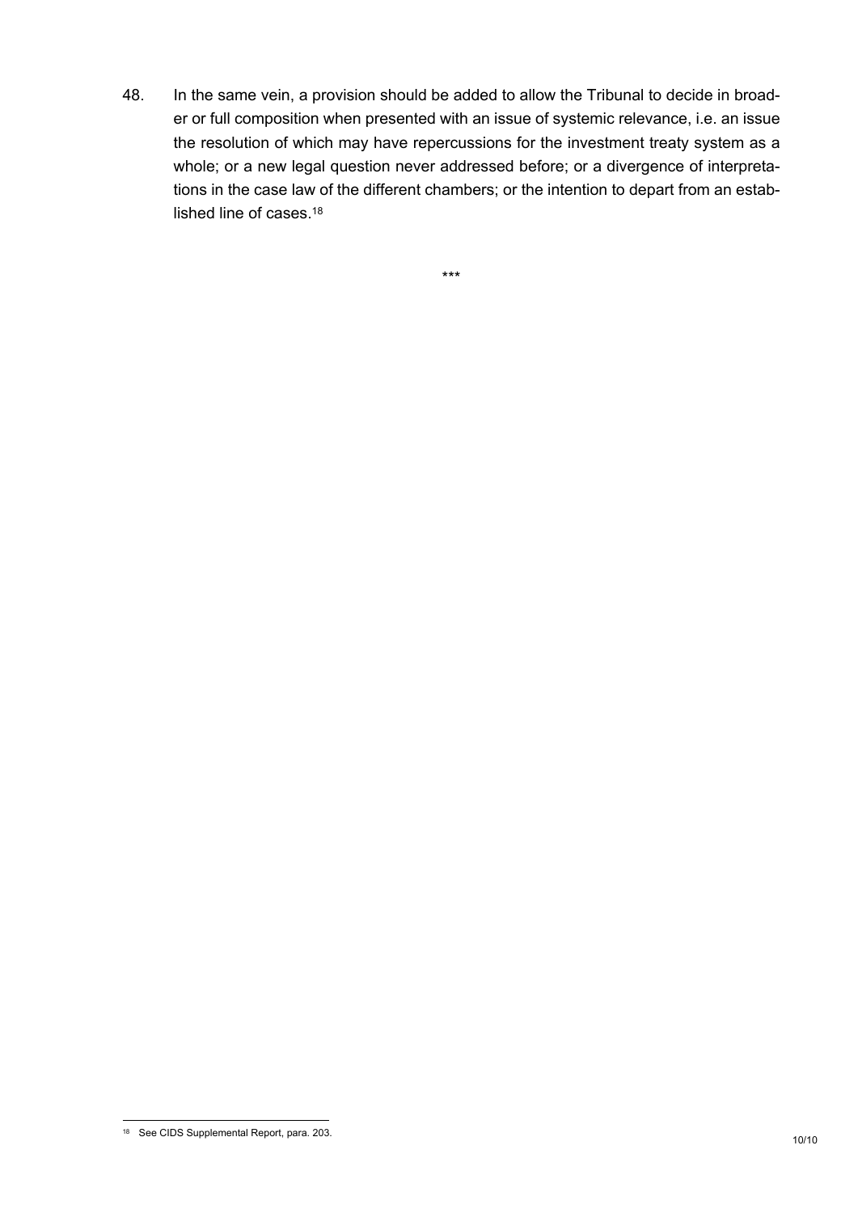48. In the same vein, a provision should be added to allow the Tribunal to decide in broader or full composition when presented with an issue of systemic relevance, i.e. an issue the resolution of which may have repercussions for the investment treaty system as a whole; or a new legal question never addressed before; or a divergence of interpretations in the case law of the different chambers; or the intention to depart from an established line of cases.[18]

\*\*\*

[18] See CIDS Supplemental Report, para. 203.